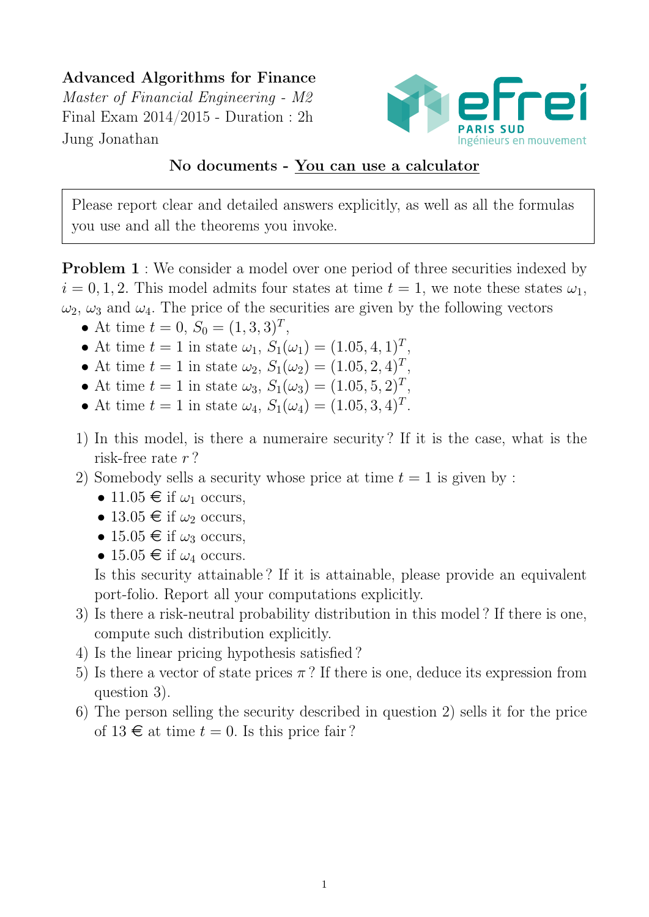**Advanced Algorithms for Finance**

*Master of Financial Engineering - M2*

Final Exam 2014/2015 - Duration : 2h

Jung Jonathan

**No documents - You can use a calculator**

> Please report clear and detailed answers explicitly, as well as all the formulas you use and all the theorems you invoke.

**Problem 1** : We consider a model over one period of three securities indexed by $i = 0, 1, 2$. This model admits four states at time $t = 1$, we note these states $\omega_1$, $\omega_2$, $\omega_3$ and $\omega_4$. The price of the securities are given by the following vectors

- At time $t = 0$, $S_0 = (1, 3, 3)^T$,
- At time $t = 1$ in state $\omega_1$, $S_1(\omega_1) = (1.05, 4, 1)^T$,
- At time $t = 1$ in state $\omega_2$, $S_1(\omega_2) = (1.05, 2, 4)^T$,
- At time $t = 1$ in state $\omega_3$, $S_1(\omega_3) = (1.05, 5, 2)^T$,
- At time $t = 1$ in state $\omega_4$, $S_1(\omega_4) = (1.05, 3, 4)^T$.

1) In this model, is there a numeraire security ? If it is the case, what is the risk-free rate $r$ ?
2) Somebody sells a security whose price at time $t = 1$ is given by :
   - 11.05 € if $\omega_1$ occurs,
   - 13.05 € if $\omega_2$ occurs,
   - 15.05 € if $\omega_3$ occurs,
   - 15.05 € if $\omega_4$ occurs.

   Is this security attainable ? If it is attainable, please provide an equivalent port-folio. Report all your computations explicitly.
3) Is there a risk-neutral probability distribution in this model ? If there is one, compute such distribution explicitly.
4) Is the linear pricing hypothesis satisfied ?
5) Is there a vector of state prices $\pi$ ? If there is one, deduce its expression from question 3).
6) The person selling the security described in question 2) sells it for the price of 13 € at time $t = 0$. Is this price fair ?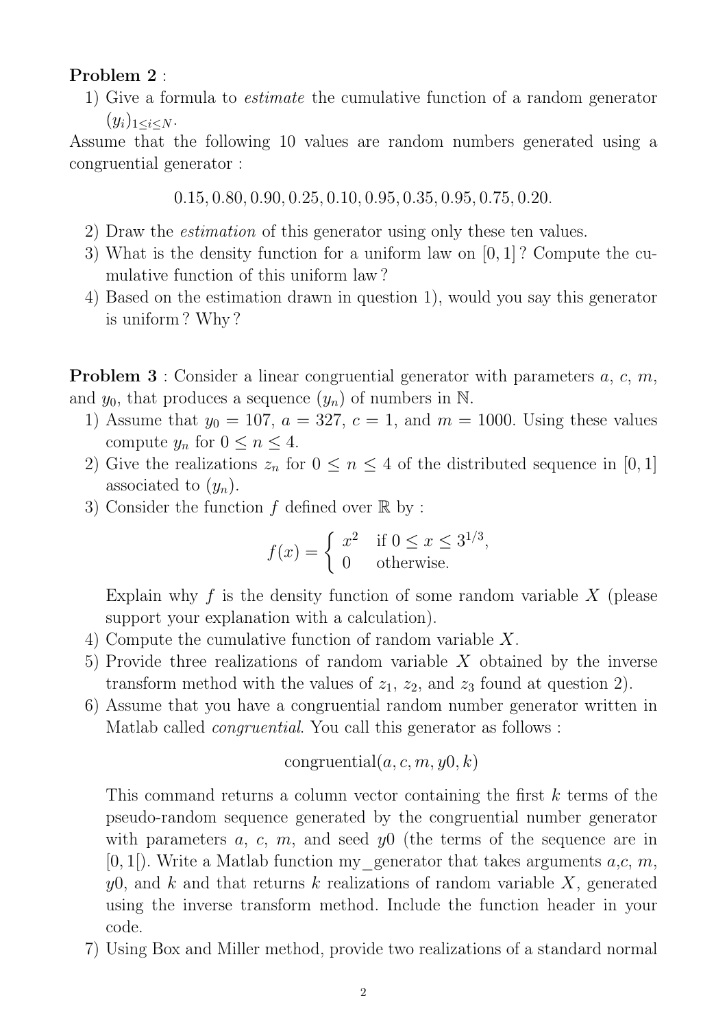**Problem 2** :

1) Give a formula to *estimate* the cumulative function of a random generator $(y_i)_{1 \leq i \leq N}$.

Assume that the following 10 values are random numbers generated using a congruential generator :

$$0.15, 0.80, 0.90, 0.25, 0.10, 0.95, 0.35, 0.95, 0.75, 0.20.$$

2) Draw the *estimation* of this generator using only these ten values.
3) What is the density function for a uniform law on $[0, 1]$ ? Compute the cumulative function of this uniform law ?
4) Based on the estimation drawn in question 1), would you say this generator is uniform ? Why ?

**Problem 3** : Consider a linear congruential generator with parameters $a$, $c$, $m$, and $y_0$, that produces a sequence $(y_n)$ of numbers in $\mathbb{N}$.

1) Assume that $y_0 = 107$, $a = 327$, $c = 1$, and $m = 1000$. Using these values compute $y_n$ for $0 \leq n \leq 4$.
2) Give the realizations $z_n$ for $0 \leq n \leq 4$ of the distributed sequence in $[0, 1]$ associated to $(y_n)$.
3) Consider the function $f$ defined over $\mathbb{R}$ by :

$$f(x) = \begin{cases} x^2 & \text{if } 0 \leq x \leq 3^{1/3}, \\ 0 & \text{otherwise.} \end{cases}$$

Explain why $f$ is the density function of some random variable $X$ (please support your explanation with a calculation).

4) Compute the cumulative function of random variable $X$.
5) Provide three realizations of random variable $X$ obtained by the inverse transform method with the values of $z_1$, $z_2$, and $z_3$ found at question 2).
6) Assume that you have a congruential random number generator written in Matlab called *congruential*. You call this generator as follows :

$$\text{congruential}(a, c, m, y0, k)$$

This command returns a column vector containing the first $k$ terms of the pseudo-random sequence generated by the congruential number generator with parameters $a$, $c$, $m$, and seed $y0$ (the terms of the sequence are in $[0, 1[$). Write a Matlab function my_generator that takes arguments $a$,$c$, $m$, $y0$, and $k$ and that returns $k$ realizations of random variable $X$, generated using the inverse transform method. Include the function header in your code.

7) Using Box and Miller method, provide two realizations of a standard normal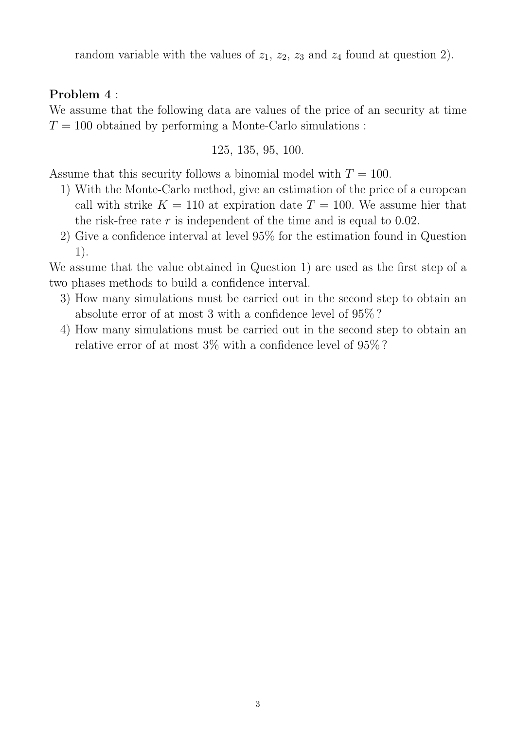random variable with the values of $z_1$, $z_2$, $z_3$ and $z_4$ found at question 2).

**Problem 4** :

We assume that the following data are values of the price of an security at time $T = 100$ obtained by performing a Monte-Carlo simulations :

$$125,\ 135,\ 95,\ 100.$$

Assume that this security follows a binomial model with $T = 100$.

1) With the Monte-Carlo method, give an estimation of the price of a european call with strike $K = 110$ at expiration date $T = 100$. We assume hier that the risk-free rate $r$ is independent of the time and is equal to 0.02.
2) Give a confidence interval at level 95% for the estimation found in Question 1).

We assume that the value obtained in Question 1) are used as the first step of a two phases methods to build a confidence interval.

3) How many simulations must be carried out in the second step to obtain an absolute error of at most 3 with a confidence level of 95% ?
4) How many simulations must be carried out in the second step to obtain an relative error of at most 3% with a confidence level of 95% ?